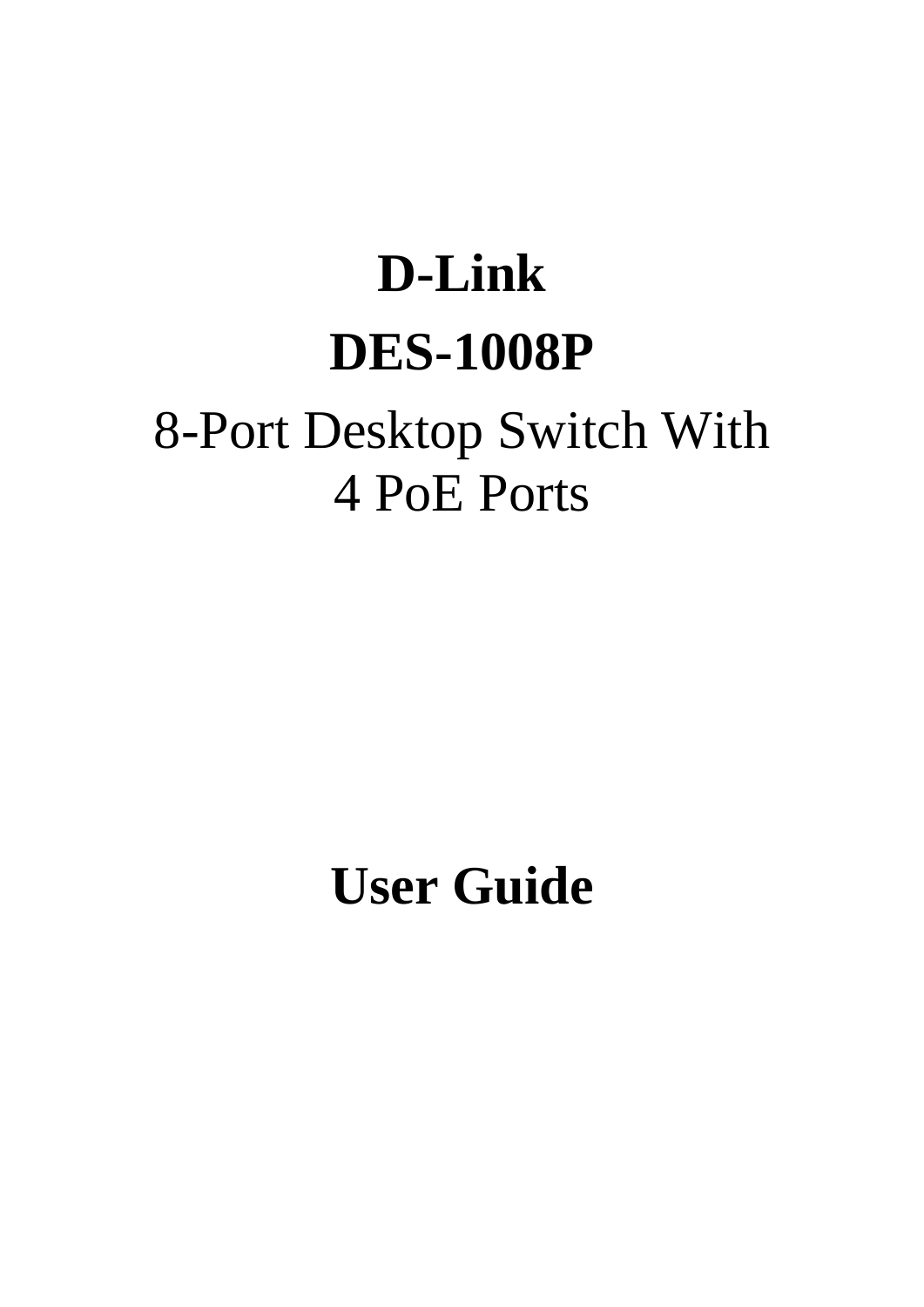# D-Link

# DES-1008P

8-Port Desktop Switch With
4 PoE Ports

# User Guide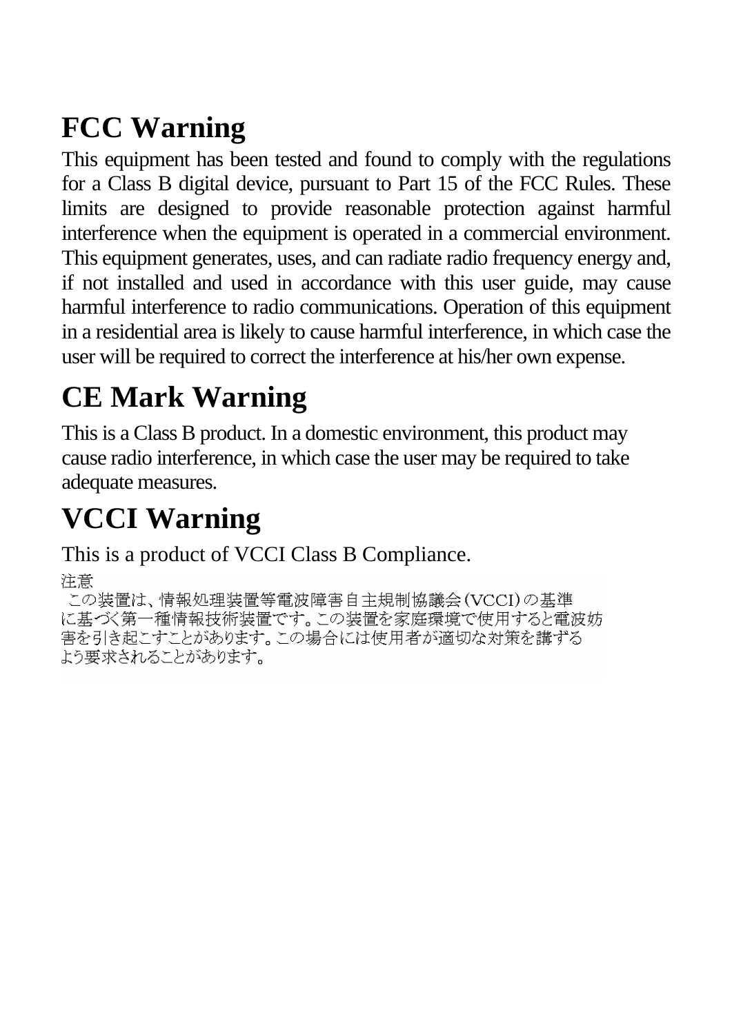## FCC Warning

This equipment has been tested and found to comply with the regulations for a Class B digital device, pursuant to Part 15 of the FCC Rules. These limits are designed to provide reasonable protection against harmful interference when the equipment is operated in a commercial environment. This equipment generates, uses, and can radiate radio frequency energy and, if not installed and used in accordance with this user guide, may cause harmful interference to radio communications. Operation of this equipment in a residential area is likely to cause harmful interference, in which case the user will be required to correct the interference at his/her own expense.

## CE Mark Warning

This is a Class B product. In a domestic environment, this product may cause radio interference, in which case the user may be required to take adequate measures.

## VCCI Warning

This is a product of VCCI Class B Compliance.

注意

この装置は、情報処理装置等電波障害自主規制協議会（VCCI）の基準に基づく第一種情報技術装置です。この装置を家庭環境で使用すると電波妨害を引き起こすことがあります。この場合には使用者が適切な対策を講ずるよう要求されることがあります。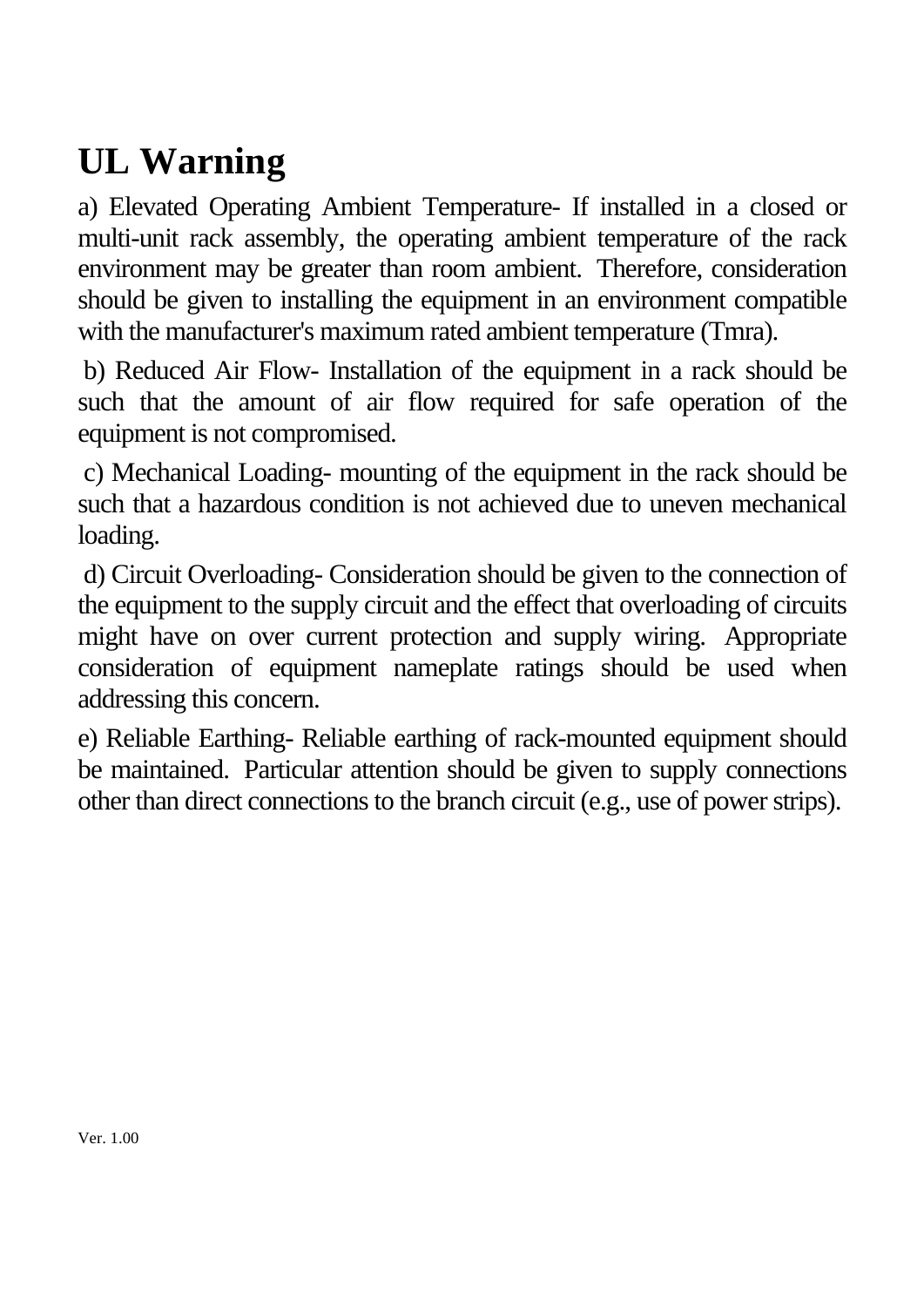# UL Warning

a) Elevated Operating Ambient Temperature- If installed in a closed or multi-unit rack assembly, the operating ambient temperature of the rack environment may be greater than room ambient. Therefore, consideration should be given to installing the equipment in an environment compatible with the manufacturer's maximum rated ambient temperature (Tmra).

b) Reduced Air Flow- Installation of the equipment in a rack should be such that the amount of air flow required for safe operation of the equipment is not compromised.

c) Mechanical Loading- mounting of the equipment in the rack should be such that a hazardous condition is not achieved due to uneven mechanical loading.

d) Circuit Overloading- Consideration should be given to the connection of the equipment to the supply circuit and the effect that overloading of circuits might have on over current protection and supply wiring. Appropriate consideration of equipment nameplate ratings should be used when addressing this concern.

e) Reliable Earthing- Reliable earthing of rack-mounted equipment should be maintained. Particular attention should be given to supply connections other than direct connections to the branch circuit (e.g., use of power strips).

Ver. 1.00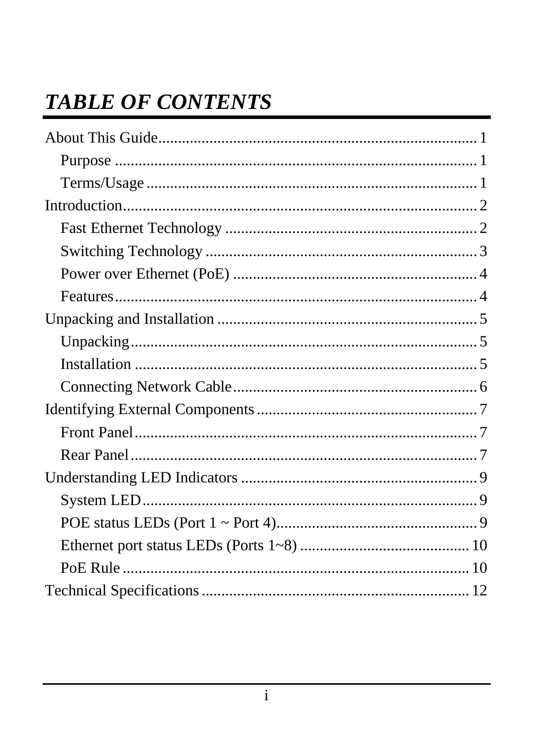# *TABLE OF CONTENTS*

About This Guide................................................................................ 1
- Purpose ........................................................................................ 1
- Terms/Usage ................................................................................ 1

Introduction......................................................................................... 2
- Fast Ethernet Technology ............................................................... 2
- Switching Technology .................................................................... 3
- Power over Ethernet (PoE) ............................................................. 4
- Features......................................................................................... 4

Unpacking and Installation ................................................................. 5
- Unpacking...................................................................................... 5
- Installation .................................................................................... 5
- Connecting Network Cable............................................................. 6

Identifying External Components ....................................................... 7
- Front Panel..................................................................................... 7
- Rear Panel...................................................................................... 7

Understanding LED Indicators ............................................................ 9
- System LED................................................................................... 9
- POE status LEDs (Port 1 ~ Port 4)................................................... 9
- Ethernet port status LEDs (Ports 1~8) ........................................... 10
- PoE Rule ...................................................................................... 10

Technical Specifications .................................................................... 12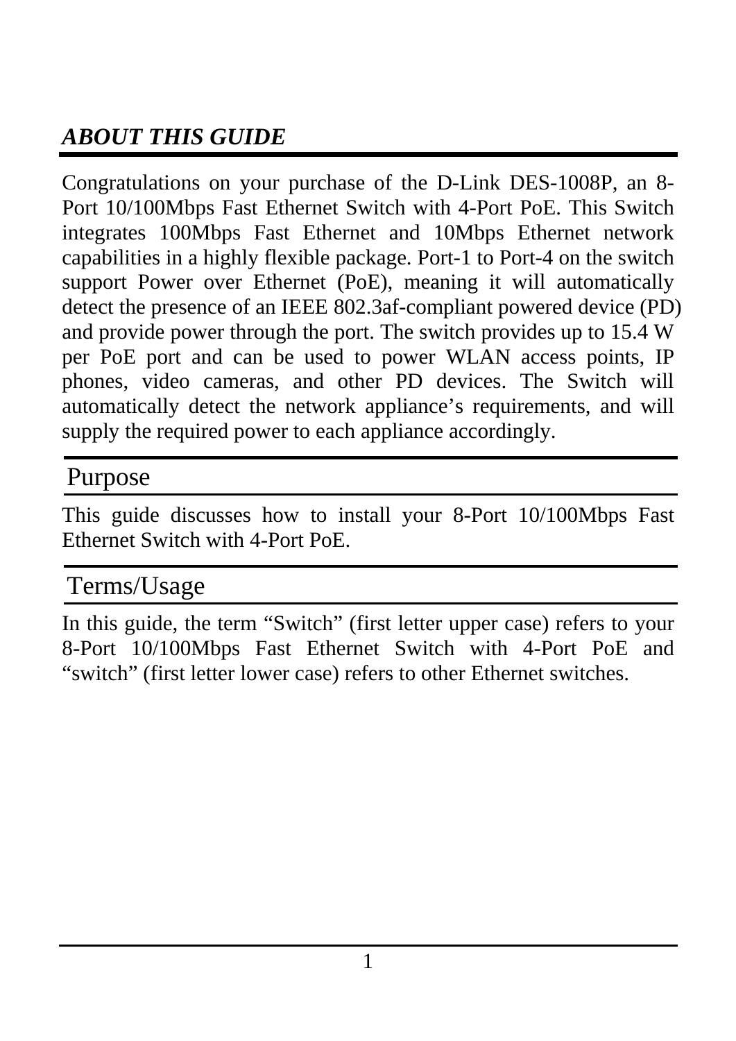# *ABOUT THIS GUIDE*

Congratulations on your purchase of the D-Link DES-1008P, an 8-Port 10/100Mbps Fast Ethernet Switch with 4-Port PoE. This Switch integrates 100Mbps Fast Ethernet and 10Mbps Ethernet network capabilities in a highly flexible package. Port-1 to Port-4 on the switch support Power over Ethernet (PoE), meaning it will automatically detect the presence of an IEEE 802.3af-compliant powered device (PD) and provide power through the port. The switch provides up to 15.4 W per PoE port and can be used to power WLAN access points, IP phones, video cameras, and other PD devices. The Switch will automatically detect the network appliance's requirements, and will supply the required power to each appliance accordingly.

## Purpose

This guide discusses how to install your 8-Port 10/100Mbps Fast Ethernet Switch with 4-Port PoE.

## Terms/Usage

In this guide, the term "Switch" (first letter upper case) refers to your 8-Port 10/100Mbps Fast Ethernet Switch with 4-Port PoE and "switch" (first letter lower case) refers to other Ethernet switches.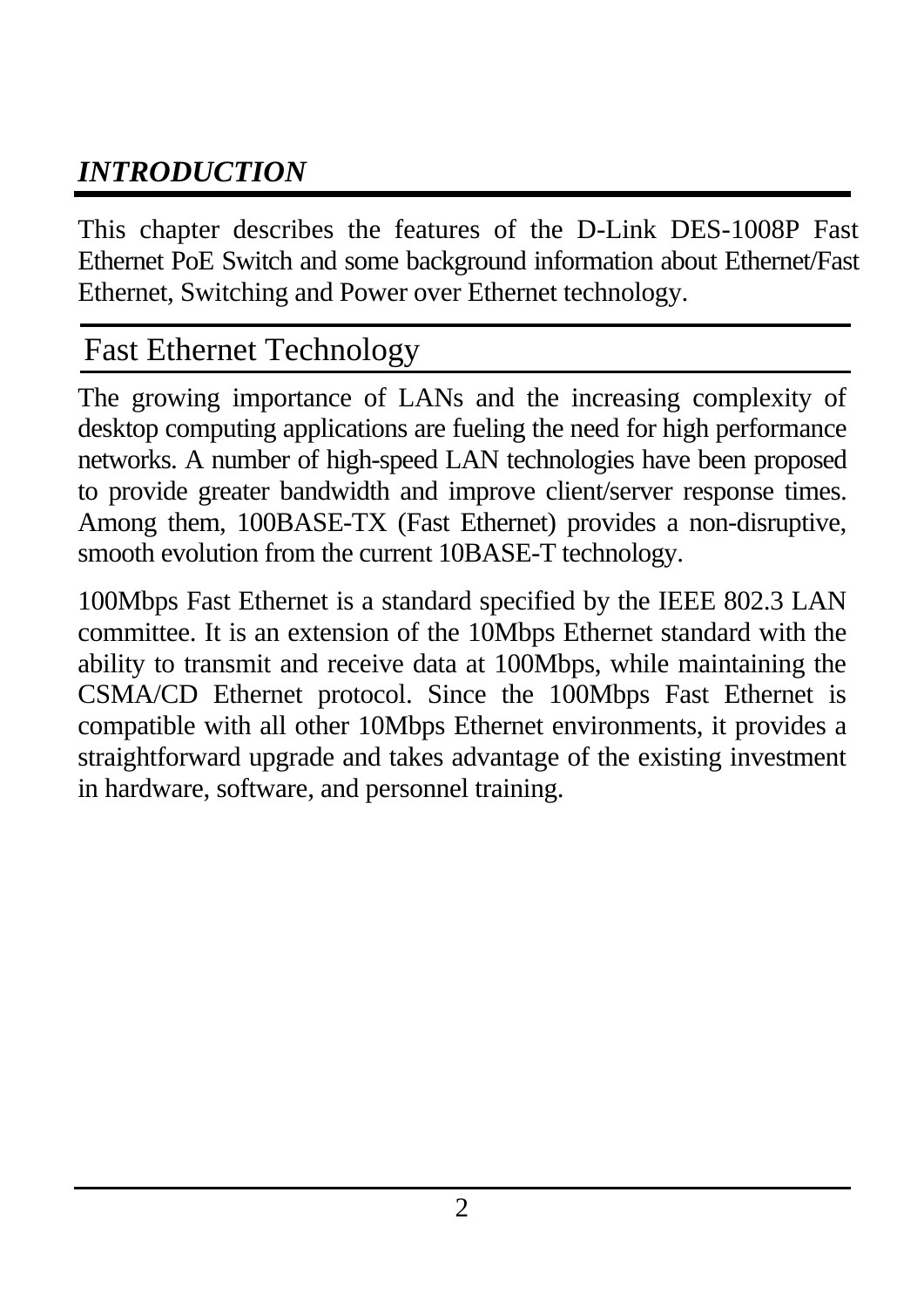# *INTRODUCTION*

This chapter describes the features of the D-Link DES-1008P Fast Ethernet PoE Switch and some background information about Ethernet/Fast Ethernet, Switching and Power over Ethernet technology.

## Fast Ethernet Technology

The growing importance of LANs and the increasing complexity of desktop computing applications are fueling the need for high performance networks. A number of high-speed LAN technologies have been proposed to provide greater bandwidth and improve client/server response times. Among them, 100BASE-TX (Fast Ethernet) provides a non-disruptive, smooth evolution from the current 10BASE-T technology.

100Mbps Fast Ethernet is a standard specified by the IEEE 802.3 LAN committee. It is an extension of the 10Mbps Ethernet standard with the ability to transmit and receive data at 100Mbps, while maintaining the CSMA/CD Ethernet protocol. Since the 100Mbps Fast Ethernet is compatible with all other 10Mbps Ethernet environments, it provides a straightforward upgrade and takes advantage of the existing investment in hardware, software, and personnel training.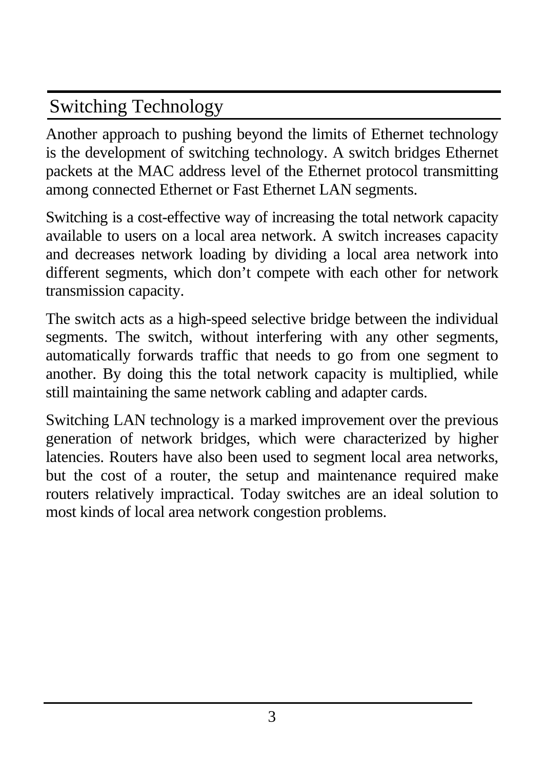## Switching Technology

Another approach to pushing beyond the limits of Ethernet technology is the development of switching technology. A switch bridges Ethernet packets at the MAC address level of the Ethernet protocol transmitting among connected Ethernet or Fast Ethernet LAN segments.

Switching is a cost-effective way of increasing the total network capacity available to users on a local area network. A switch increases capacity and decreases network loading by dividing a local area network into different segments, which don't compete with each other for network transmission capacity.

The switch acts as a high-speed selective bridge between the individual segments. The switch, without interfering with any other segments, automatically forwards traffic that needs to go from one segment to another. By doing this the total network capacity is multiplied, while still maintaining the same network cabling and adapter cards.

Switching LAN technology is a marked improvement over the previous generation of network bridges, which were characterized by higher latencies. Routers have also been used to segment local area networks, but the cost of a router, the setup and maintenance required make routers relatively impractical. Today switches are an ideal solution to most kinds of local area network congestion problems.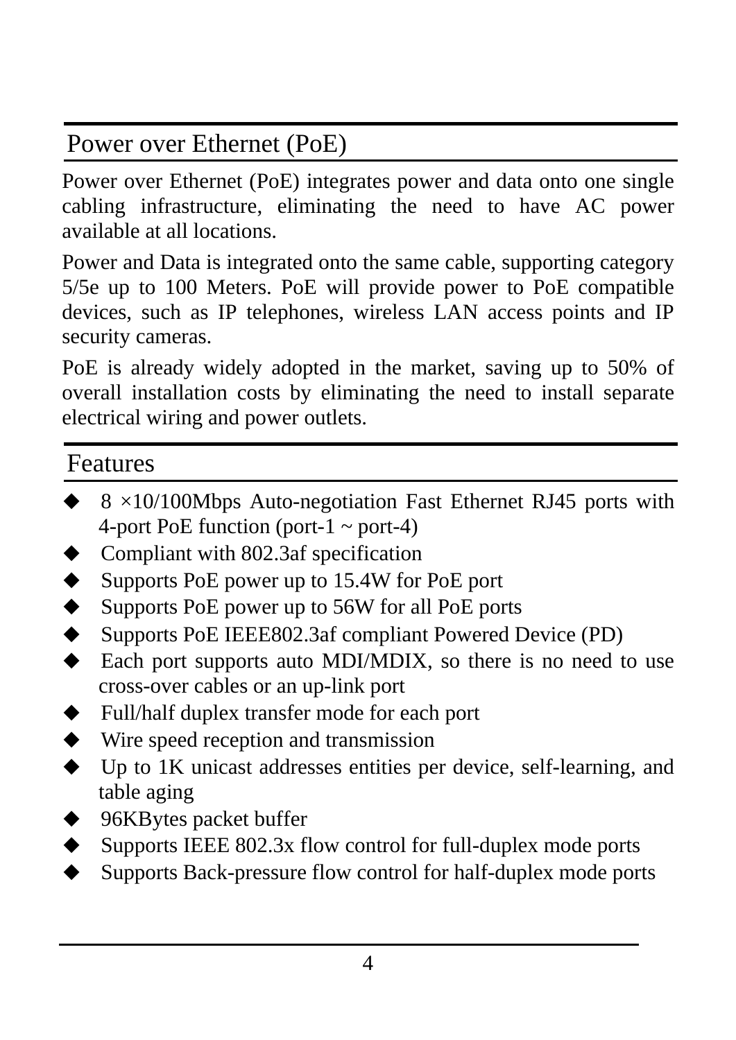## Power over Ethernet (PoE)

Power over Ethernet (PoE) integrates power and data onto one single cabling infrastructure, eliminating the need to have AC power available at all locations.

Power and Data is integrated onto the same cable, supporting category 5/5e up to 100 Meters. PoE will provide power to PoE compatible devices, such as IP telephones, wireless LAN access points and IP security cameras.

PoE is already widely adopted in the market, saving up to 50% of overall installation costs by eliminating the need to install separate electrical wiring and power outlets.

## Features

- 8 ×10/100Mbps Auto-negotiation Fast Ethernet RJ45 ports with 4-port PoE function (port-1 ~ port-4)
- Compliant with 802.3af specification
- Supports PoE power up to 15.4W for PoE port
- Supports PoE power up to 56W for all PoE ports
- Supports PoE IEEE802.3af compliant Powered Device (PD)
- Each port supports auto MDI/MDIX, so there is no need to use cross-over cables or an up-link port
- Full/half duplex transfer mode for each port
- Wire speed reception and transmission
- Up to 1K unicast addresses entities per device, self-learning, and table aging
- 96KBytes packet buffer
- Supports IEEE 802.3x flow control for full-duplex mode ports
- Supports Back-pressure flow control for half-duplex mode ports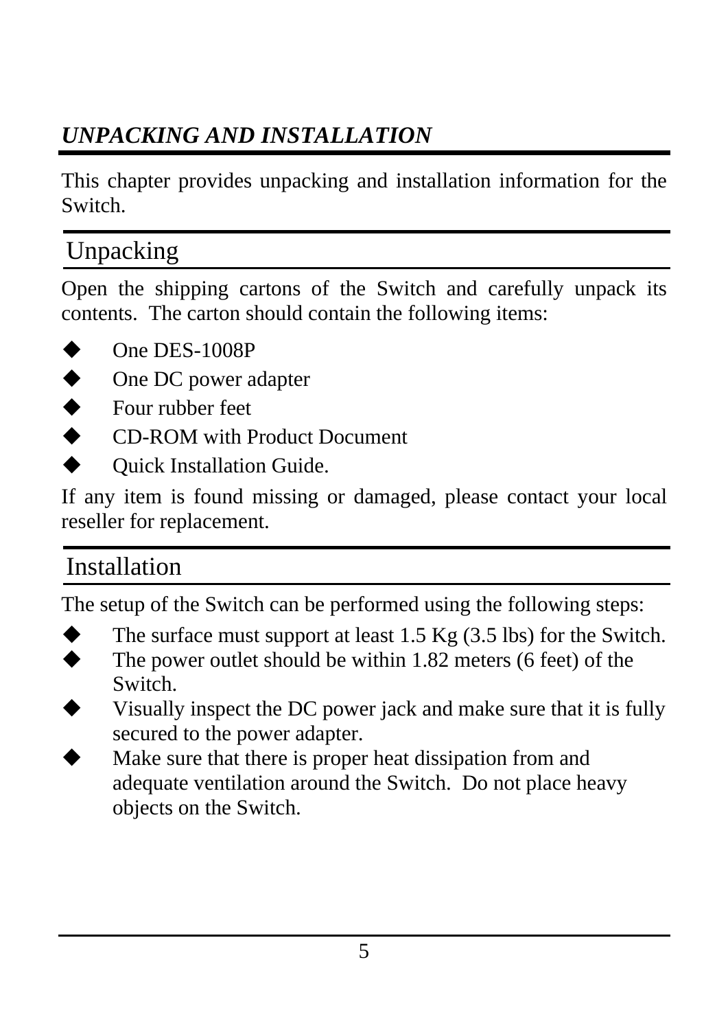# *UNPACKING AND INSTALLATION*

This chapter provides unpacking and installation information for the Switch.

## Unpacking

Open the shipping cartons of the Switch and carefully unpack its contents. The carton should contain the following items:

- One DES-1008P
- One DC power adapter
- Four rubber feet
- CD-ROM with Product Document
- Quick Installation Guide.

If any item is found missing or damaged, please contact your local reseller for replacement.

## Installation

The setup of the Switch can be performed using the following steps:

- The surface must support at least 1.5 Kg (3.5 lbs) for the Switch.
- The power outlet should be within 1.82 meters (6 feet) of the Switch.
- Visually inspect the DC power jack and make sure that it is fully secured to the power adapter.
- Make sure that there is proper heat dissipation from and adequate ventilation around the Switch. Do not place heavy objects on the Switch.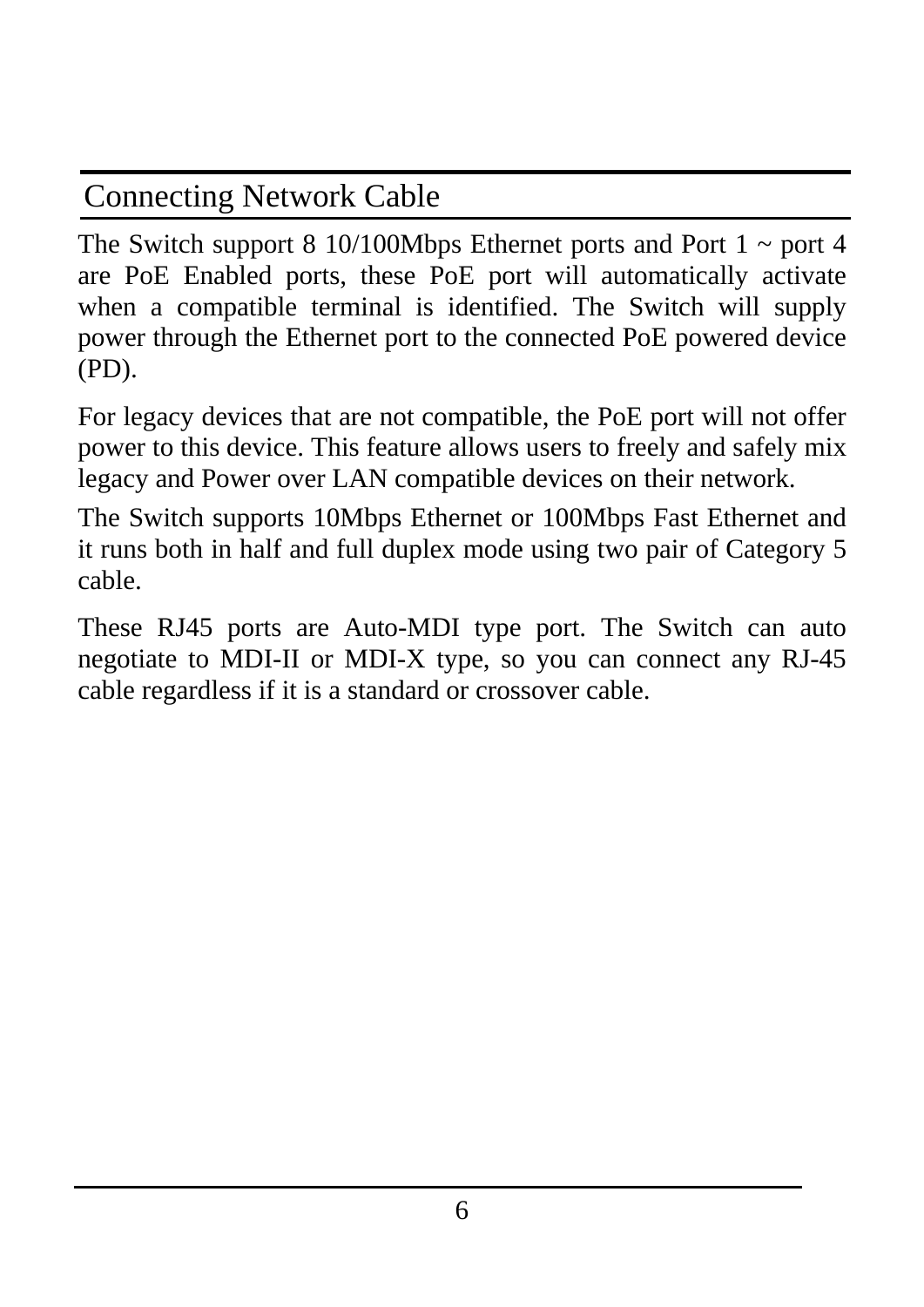## Connecting Network Cable

The Switch support 8 10/100Mbps Ethernet ports and Port 1 ~ port 4 are PoE Enabled ports, these PoE port will automatically activate when a compatible terminal is identified. The Switch will supply power through the Ethernet port to the connected PoE powered device (PD).

For legacy devices that are not compatible, the PoE port will not offer power to this device. This feature allows users to freely and safely mix legacy and Power over LAN compatible devices on their network.

The Switch supports 10Mbps Ethernet or 100Mbps Fast Ethernet and it runs both in half and full duplex mode using two pair of Category 5 cable.

These RJ45 ports are Auto-MDI type port. The Switch can auto negotiate to MDI-II or MDI-X type, so you can connect any RJ-45 cable regardless if it is a standard or crossover cable.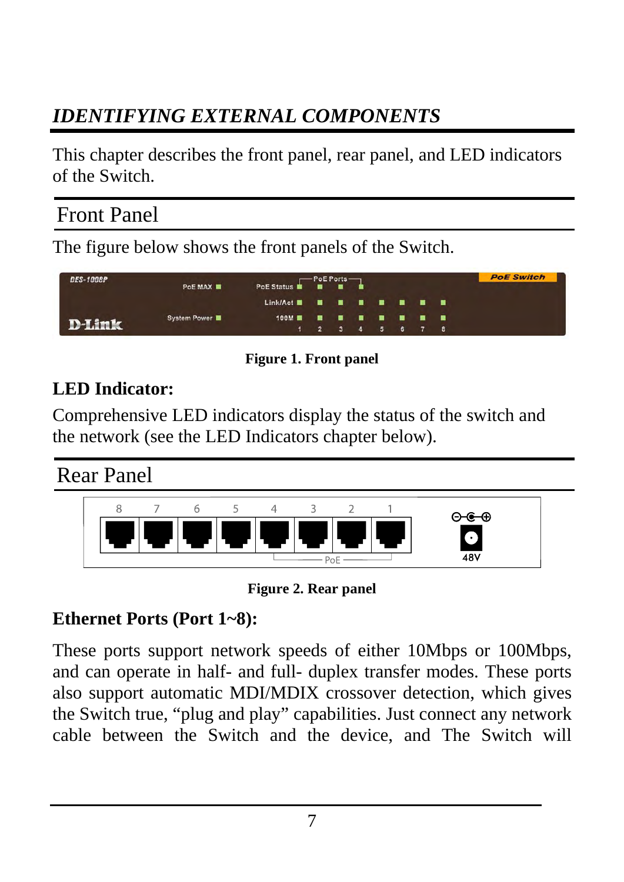# *IDENTIFYING EXTERNAL COMPONENTS*

This chapter describes the front panel, rear panel, and LED indicators of the Switch.

## Front Panel

The figure below shows the front panels of the Switch.

**Figure 1. Front panel**

### LED Indicator:

Comprehensive LED indicators display the status of the switch and the network (see the LED Indicators chapter below).

## Rear Panel

**Figure 2. Rear panel**

### Ethernet Ports (Port 1~8):

These ports support network speeds of either 10Mbps or 100Mbps, and can operate in half- and full- duplex transfer modes. These ports also support automatic MDI/MDIX crossover detection, which gives the Switch true, "plug and play" capabilities. Just connect any network cable between the Switch and the device, and The Switch will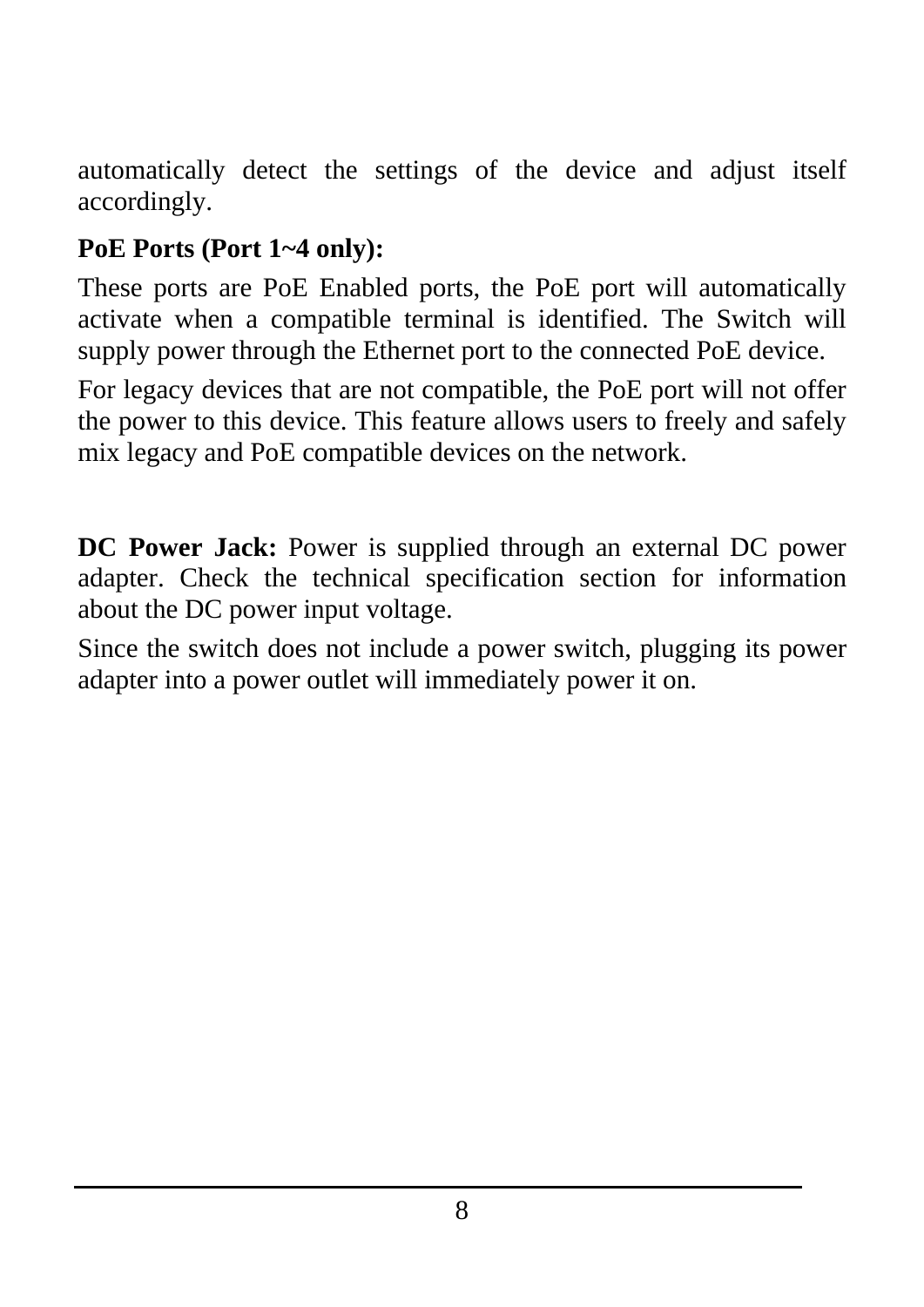automatically detect the settings of the device and adjust itself accordingly.

**PoE Ports (Port 1~4 only):**

These ports are PoE Enabled ports, the PoE port will automatically activate when a compatible terminal is identified. The Switch will supply power through the Ethernet port to the connected PoE device.

For legacy devices that are not compatible, the PoE port will not offer the power to this device. This feature allows users to freely and safely mix legacy and PoE compatible devices on the network.

**DC Power Jack:** Power is supplied through an external DC power adapter. Check the technical specification section for information about the DC power input voltage.

Since the switch does not include a power switch, plugging its power adapter into a power outlet will immediately power it on.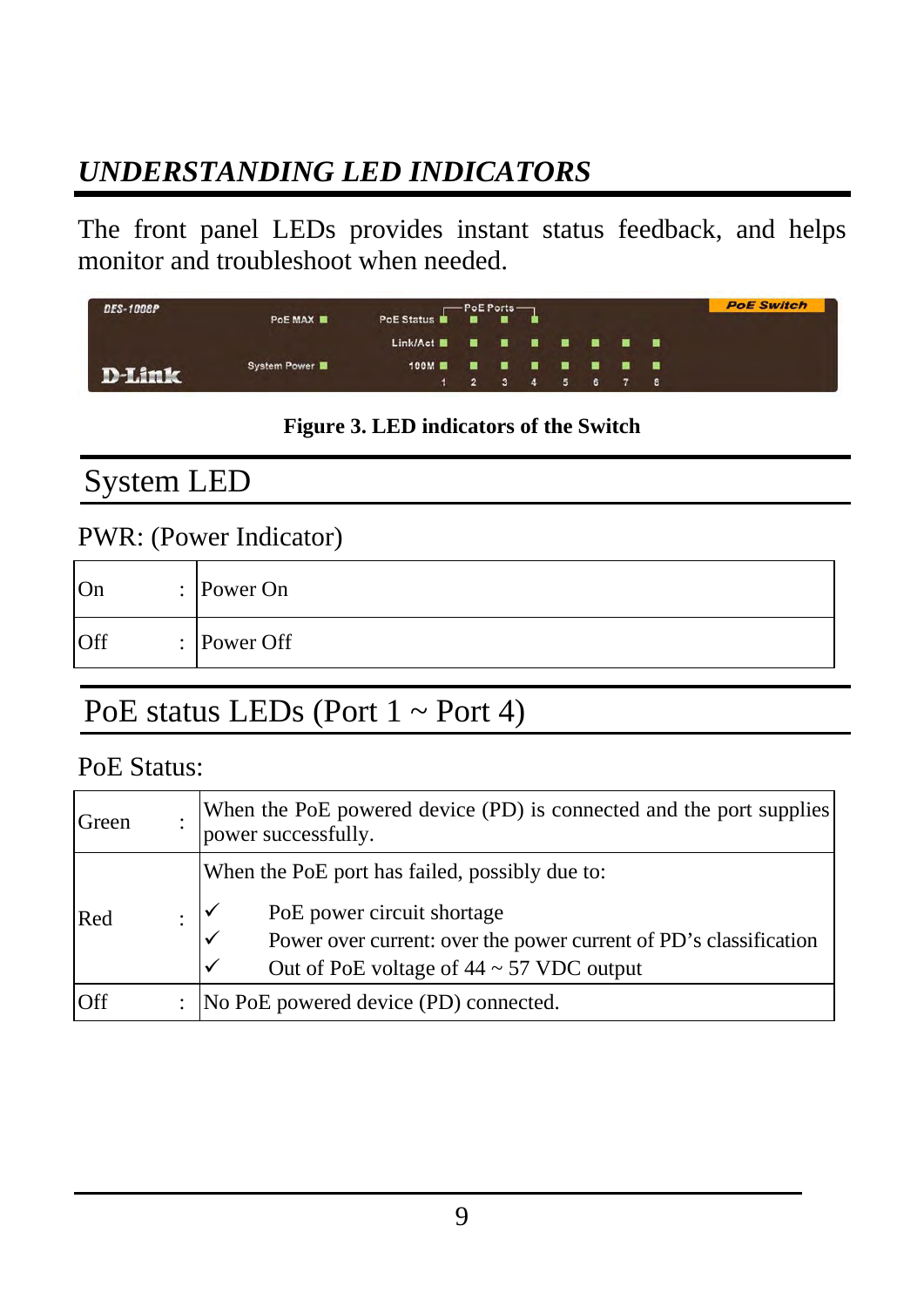## *UNDERSTANDING LED INDICATORS*

The front panel LEDs provides instant status feedback, and helps monitor and troubleshoot when needed.

**Figure 3. LED indicators of the Switch**

## System LED

PWR: (Power Indicator)

| | | |
|---|---|---|
| On | : | Power On |
| Off | : | Power Off |

## PoE status LEDs (Port 1 ~ Port 4)

PoE Status:

| | | |
|---|---|---|
| Green | : | When the PoE powered device (PD) is connected and the port supplies power successfully. |
| Red | : | When the PoE port has failed, possibly due to: ✓ PoE power circuit shortage ✓ Power over current: over the power current of PD's classification ✓ Out of PoE voltage of 44 ~ 57 VDC output |
| Off | : | No PoE powered device (PD) connected. |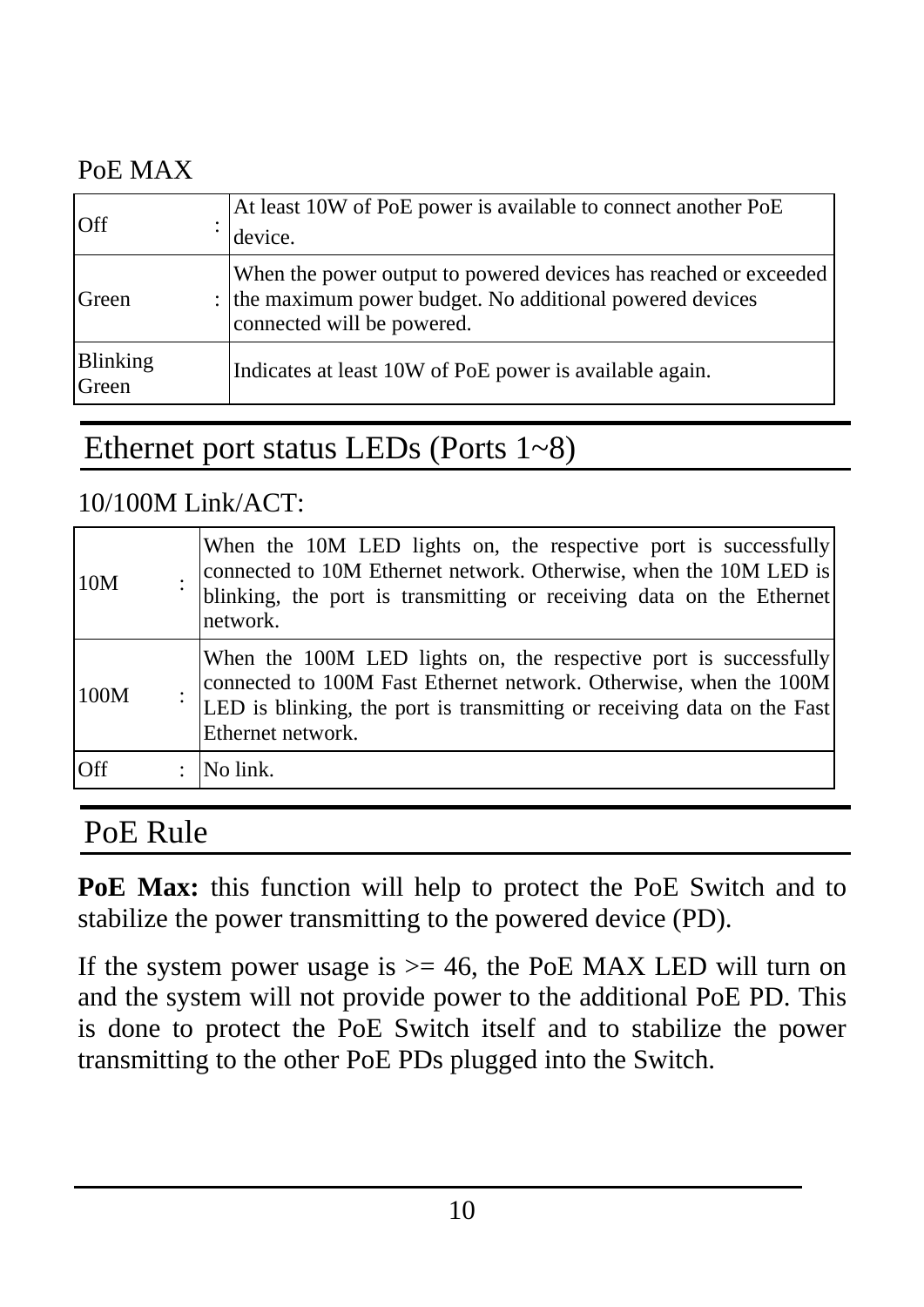PoE MAX

| | | |
|---|---|---|
| Off | : | At least 10W of PoE power is available to connect another PoE device. |
| Green | : | When the power output to powered devices has reached or exceeded the maximum power budget. No additional powered devices connected will be powered. |
| Blinking Green | | Indicates at least 10W of PoE power is available again. |

## Ethernet port status LEDs (Ports 1~8)

10/100M Link/ACT:

| | | |
|---|---|---|
| 10M | : | When the 10M LED lights on, the respective port is successfully connected to 10M Ethernet network. Otherwise, when the 10M LED is blinking, the port is transmitting or receiving data on the Ethernet network. |
| 100M | : | When the 100M LED lights on, the respective port is successfully connected to 100M Fast Ethernet network. Otherwise, when the 100M LED is blinking, the port is transmitting or receiving data on the Fast Ethernet network. |
| Off | : | No link. |

## PoE Rule

**PoE Max:** this function will help to protect the PoE Switch and to stabilize the power transmitting to the powered device (PD).

If the system power usage is >= 46, the PoE MAX LED will turn on and the system will not provide power to the additional PoE PD. This is done to protect the PoE Switch itself and to stabilize the power transmitting to the other PoE PDs plugged into the Switch.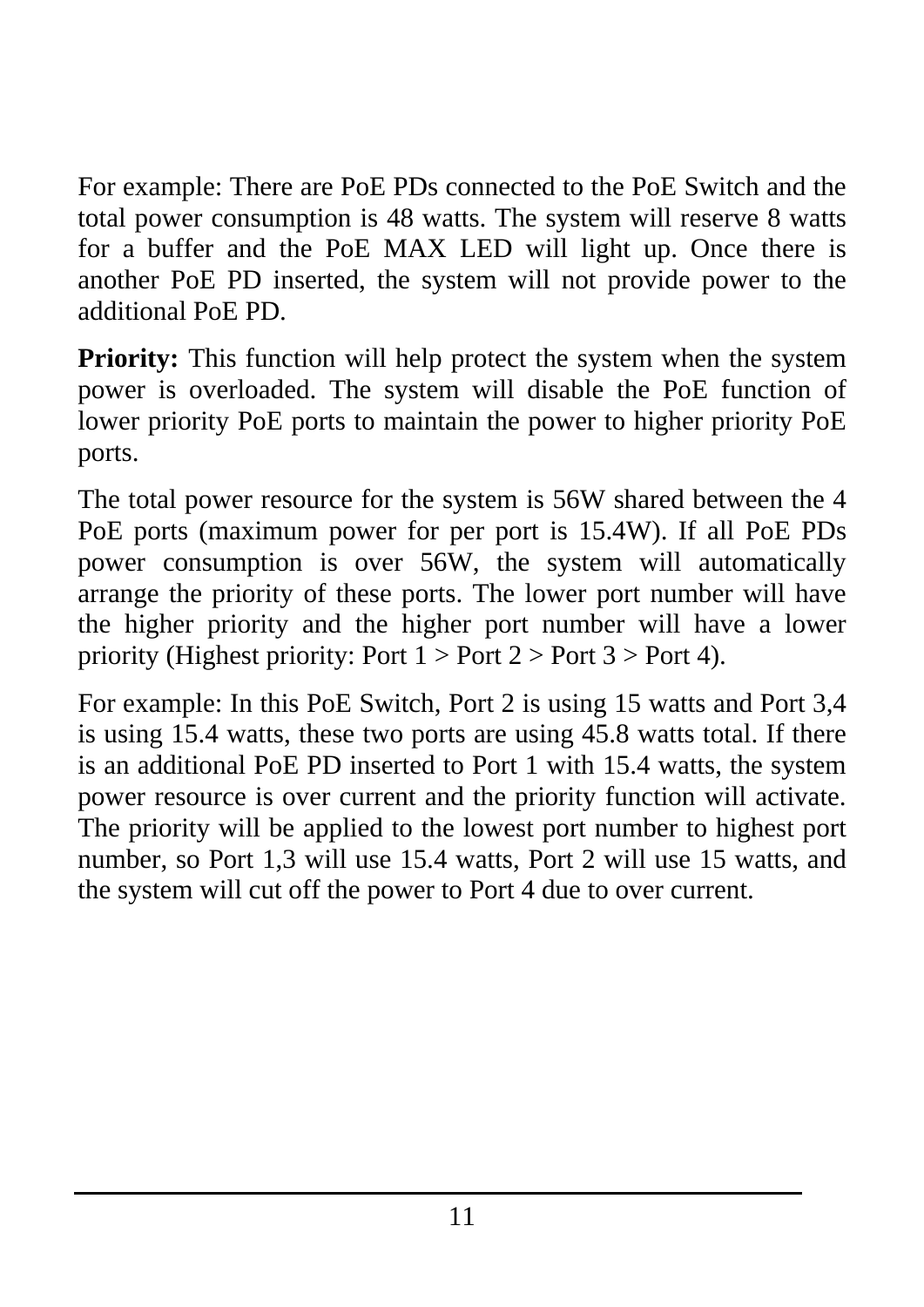For example: There are PoE PDs connected to the PoE Switch and the total power consumption is 48 watts. The system will reserve 8 watts for a buffer and the PoE MAX LED will light up. Once there is another PoE PD inserted, the system will not provide power to the additional PoE PD.

**Priority:** This function will help protect the system when the system power is overloaded. The system will disable the PoE function of lower priority PoE ports to maintain the power to higher priority PoE ports.

The total power resource for the system is 56W shared between the 4 PoE ports (maximum power for per port is 15.4W). If all PoE PDs power consumption is over 56W, the system will automatically arrange the priority of these ports. The lower port number will have the higher priority and the higher port number will have a lower priority (Highest priority: Port 1 > Port 2 > Port 3 > Port 4).

For example: In this PoE Switch, Port 2 is using 15 watts and Port 3,4 is using 15.4 watts, these two ports are using 45.8 watts total. If there is an additional PoE PD inserted to Port 1 with 15.4 watts, the system power resource is over current and the priority function will activate. The priority will be applied to the lowest port number to highest port number, so Port 1,3 will use 15.4 watts, Port 2 will use 15 watts, and the system will cut off the power to Port 4 due to over current.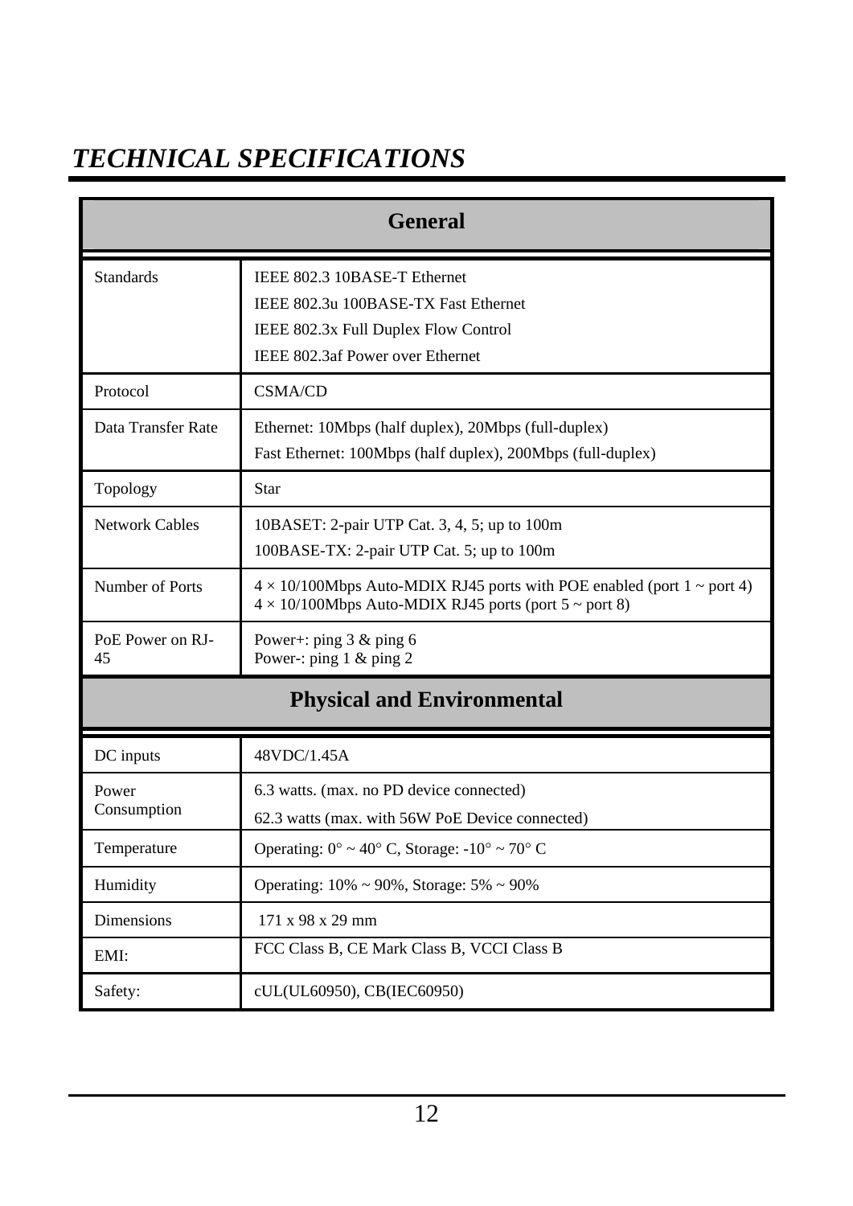# *TECHNICAL SPECIFICATIONS*

| General | |
|---|---|
| Standards | IEEE 802.3 10BASE-T Ethernet<br>IEEE 802.3u 100BASE-TX Fast Ethernet<br>IEEE 802.3x Full Duplex Flow Control<br>IEEE 802.3af Power over Ethernet |
| Protocol | CSMA/CD |
| Data Transfer Rate | Ethernet: 10Mbps (half duplex), 20Mbps (full-duplex)<br>Fast Ethernet: 100Mbps (half duplex), 200Mbps (full-duplex) |
| Topology | Star |
| Network Cables | 10BASET: 2-pair UTP Cat. 3, 4, 5; up to 100m<br>100BASE-TX: 2-pair UTP Cat. 5; up to 100m |
| Number of Ports | 4 × 10/100Mbps Auto-MDIX RJ45 ports with POE enabled (port 1 ~ port 4)<br>4 × 10/100Mbps Auto-MDIX RJ45 ports (port 5 ~ port 8) |
| PoE Power on RJ-45 | Power+: ping 3 & ping 6<br>Power-: ping 1 & ping 2 |
| **Physical and Environmental** | |
| DC inputs | 48VDC/1.45A |
| Power Consumption | 6.3 watts. (max. no PD device connected)<br>62.3 watts (max. with 56W PoE Device connected) |
| Temperature | Operating: 0° ~ 40° C, Storage: -10° ~ 70° C |
| Humidity | Operating: 10% ~ 90%, Storage: 5% ~ 90% |
| Dimensions | 171 x 98 x 29 mm |
| EMI: | FCC Class B, CE Mark Class B, VCCI Class B |
| Safety: | cUL(UL60950), CB(IEC60950) |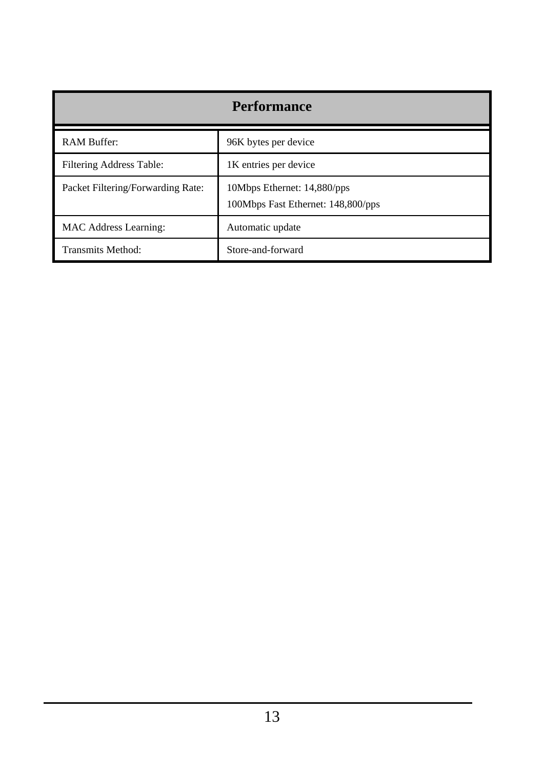| Performance | |
|---|---|
| RAM Buffer: | 96K bytes per device |
| Filtering Address Table: | 1K entries per device |
| Packet Filtering/Forwarding Rate: | 10Mbps Ethernet: 14,880/pps<br>100Mbps Fast Ethernet: 148,800/pps |
| MAC Address Learning: | Automatic update |
| Transmits Method: | Store-and-forward |